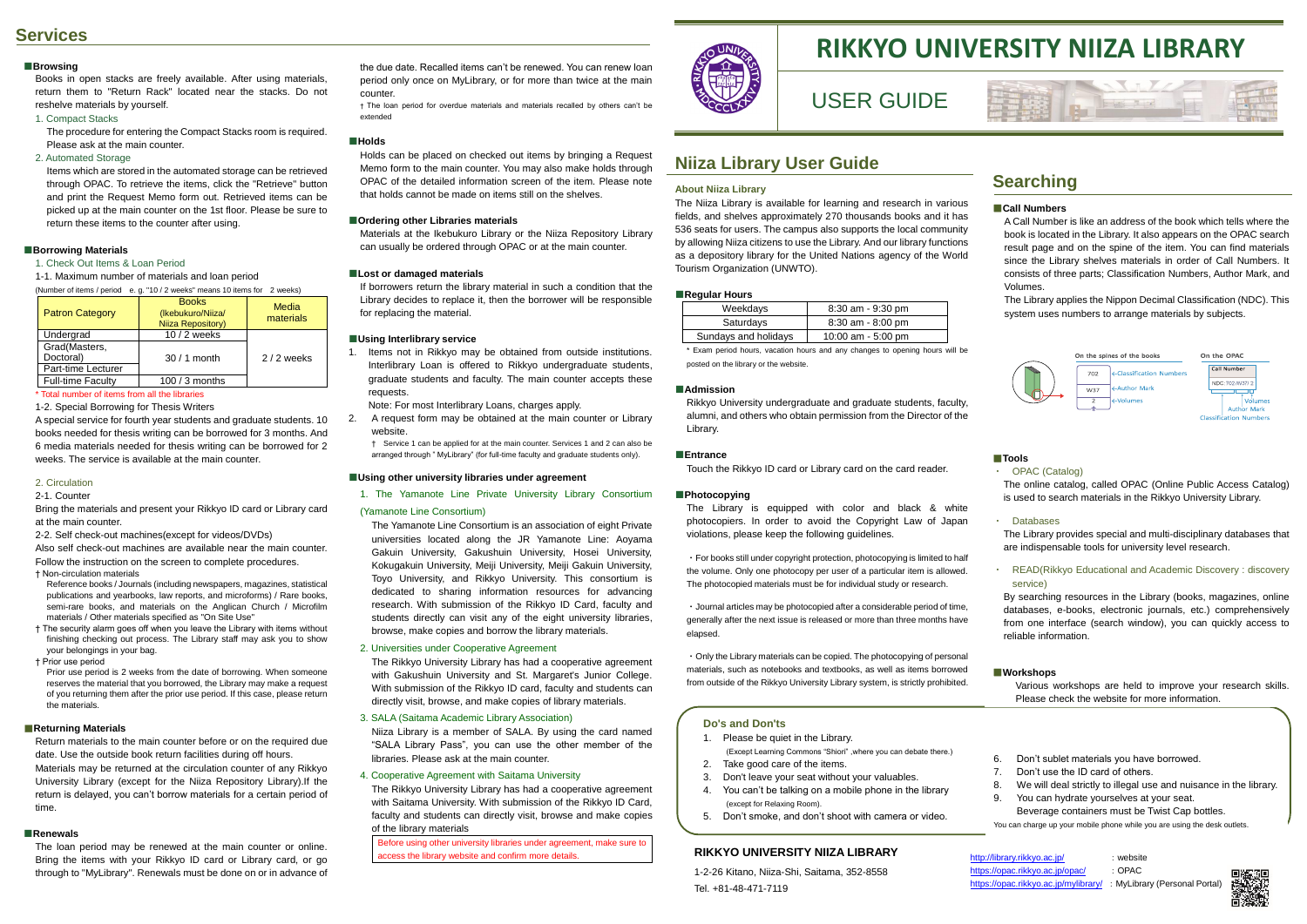# RIKKYO UNIVERSITY NIIZA LIBRARY

## USER GUIDE

## Niiza Library User Guide

### About Niiza Library

The Niiza Library is available for learning and research in various fields, and shelves approximately 270 thousands books and it has 536 seats for users. The campus also supports the local community by allowing Niiza citizens to use the Library. And our library functions as a depository library for the United Nations agency of the World Tourism Organization (UNWTO).

### ■Regular Hours

| Weekdays | 8:30 am - 9:30 pm |
|---|---|
| Saturdays | 8:30 am - 8:00 pm |
| Sundays and holidays | 10:00 am - 5:00 pm |

\* Exam period hours, vacation hours and any changes to opening hours will be posted on the library or the website.

### ■Admission

Rikkyo University undergraduate and graduate students, faculty, alumni, and others who obtain permission from the Director of the Library.

### ■Entrance

Touch the Rikkyo ID card or Library card on the card reader.

### ■Photocopying

The Library is equipped with color and black & white photocopiers. In order to avoid the Copyright Law of Japan violations, please keep the following guidelines.

・For books still under copyright protection, photocopying is limited to half the volume. Only one photocopy per user of a particular item is allowed. The photocopied materials must be for individual study or research.

・Journal articles may be photocopied after a considerable period of time, generally after the next issue is released or more than three months have elapsed.

・Only the Library materials can be copied. The photocopying of personal materials, such as notebooks and textbooks, as well as items borrowed from outside of the Rikkyo University Library system, is strictly prohibited.

## Searching

### ■Call Numbers

A Call Number is like an address of the book which tells where the book is located in the Library. It also appears on the OPAC search result page and on the spine of the item. You can find materials since the Library shelves materials in order of Call Numbers. It consists of three parts; Classification Numbers, Author Mark, and Volumes.

The Library applies the Nippon Decimal Classification (NDC). This system uses numbers to arrange materials by subjects.

On the spines of the books: 702 ←Classification Numbers; W37 ←Author Mark; 2 ←Volumes

On the OPAC: Call Number — NDC: 702/W37/2 (Classification Numbers / Author Mark / Volumes)

### ■Tools

・ OPAC (Catalog)

The online catalog, called OPAC (Online Public Access Catalog) is used to search materials in the Rikkyo University Library.

・ Databases

The Library provides special and multi-disciplinary databases that are indispensable tools for university level research.

・ READ(Rikkyo Educational and Academic Discovery : discovery service)

By searching resources in the Library (books, magazines, online databases, e-books, electronic journals, etc.) comprehensively from one interface (search window), you can quickly access to reliable information.

### ■Workshops

Various workshops are held to improve your research skills. Please check the website for more information.

## Services

### ■Browsing

Books in open stacks are freely available. After using materials, return them to "Return Rack" located near the stacks. Do not reshelve materials by yourself.

1. Compact Stacks

The procedure for entering the Compact Stacks room is required. Please ask at the main counter.

2. Automated Storage

Items which are stored in the automated storage can be retrieved through OPAC. To retrieve the items, click the "Retrieve" button and print the Request Memo form out. Retrieved items can be picked up at the main counter on the 1st floor. Please be sure to return these items to the counter after using.

### ■Borrowing Materials

1. Check Out Items & Loan Period

1-1. Maximum number of materials and loan period

(Number of items / period e. g. "10 / 2 weeks" means 10 items for 2 weeks)

| Patron Category | Books (Ikebukuro/Niiza/ Niiza Repository) | Media materials |
|---|---|---|
| Undergrad | 10 / 2 weeks | 2 / 2 weeks |
| Grad(Masters, Doctoral) | 30 / 1 month | |
| Part-time Lecturer | | |
| Full-time Faculty | 100 / 3 months | |

\* Total number of items from all the libraries

1-2. Special Borrowing for Thesis Writers

A special service for fourth year students and graduate students. 10 books needed for thesis writing can be borrowed for 3 months. And 6 media materials needed for thesis writing can be borrowed for 2 weeks. The service is available at the main counter.

2. Circulation

2-1. Counter

Bring the materials and present your Rikkyo ID card or Library card at the main counter.

2-2. Self check-out machines(except for videos/DVDs)

Also self check-out machines are available near the main counter. Follow the instruction on the screen to complete procedures.

† Non-circulation materials

Reference books / Journals (including newspapers, magazines, statistical publications and yearbooks, law reports, and microforms) / Rare books, semi-rare books, and materials on the Anglican Church / Microfilm materials / Other materials specified as "On Site Use"

† The security alarm goes off when you leave the Library with items without finishing checking out process. The Library staff may ask you to show your belongings in your bag.

† Prior use period

Prior use period is 2 weeks from the date of borrowing. When someone reserves the material that you borrowed, the Library may make a request of you returning them after the prior use period. If this case, please return the materials.

### ■Returning Materials

Return materials to the main counter before or on the required due date. Use the outside book return facilities during off hours.

Materials may be returned at the circulation counter of any Rikkyo University Library (except for the Niiza Repository Library).If the return is delayed, you can't borrow materials for a certain period of time.

### ■Renewals

The loan period may be renewed at the main counter or online. Bring the items with your Rikkyo ID card or Library card, or go through to "MyLibrary". Renewals must be done on or in advance of the due date. Recalled items can't be renewed. You can renew loan period only once on MyLibrary, or for more than twice at the main counter.

† The loan period for overdue materials and materials recalled by others can't be extended

### ■Holds

Holds can be placed on checked out items by bringing a Request Memo form to the main counter. You may also make holds through OPAC of the detailed information screen of the item. Please note that holds cannot be made on items still on the shelves.

### ■Ordering other Libraries materials

Materials at the Ikebukuro Library or the Niiza Repository Library can usually be ordered through OPAC or at the main counter.

### ■Lost or damaged materials

If borrowers return the library material in such a condition that the Library decides to replace it, then the borrower will be responsible for replacing the material.

### ■Using Interlibrary service

1. Items not in Rikkyo may be obtained from outside institutions. Interlibrary Loan is offered to Rikkyo undergraduate students, graduate students and faculty. The main counter accepts these requests.

   Note: For most Interlibrary Loans, charges apply.

2. A request form may be obtained at the main counter or Library website.

   † Service 1 can be applied for at the main counter. Services 1 and 2 can also be arranged through " MyLibrary" (for full-time faculty and graduate students only).

### ■Using other university libraries under agreement

1. The Yamanote Line Private University Library Consortium (Yamanote Line Consortium)

The Yamanote Line Consortium is an association of eight Private universities located along the JR Yamanote Line: Aoyama Gakuin University, Gakushuin University, Hosei University, Kokugakuin University, Meiji University, Meiji Gakuin University, Toyo University, and Rikkyo University. This consortium is dedicated to sharing information resources for advancing research. With submission of the Rikkyo ID Card, faculty and students directly can visit any of the eight university libraries, browse, make copies and borrow the library materials.

2. Universities under Cooperative Agreement

The Rikkyo University Library has had a cooperative agreement with Gakushuin University and St. Margaret's Junior College. With submission of the Rikkyo ID card, faculty and students can directly visit, browse, and make copies of library materials.

3. SALA (Saitama Academic Library Association)

Niiza Library is a member of SALA. By using the card named "SALA Library Pass", you can use the other member of the libraries. Please ask at the main counter.

4. Cooperative Agreement with Saitama University

The Rikkyo University Library has had a cooperative agreement with Saitama University. With submission of the Rikkyo ID Card, faculty and students can directly visit, browse and make copies of the library materials

Before using other university libraries under agreement, make sure to access the library website and confirm more details.

### Do's and Don'ts

1. Please be quiet in the Library.
   (Except Learning Commons "Shiori" ,where you can debate there.)
2. Take good care of the items.
3. Don't leave your seat without your valuables.
4. You can't be talking on a mobile phone in the library
   (except for Relaxing Room).
5. Don't smoke, and don't shoot with camera or video.
6. Don't sublet materials you have borrowed.
7. Don't use the ID card of others.
8. We will deal strictly to illegal use and nuisance in the library.
9. You can hydrate yourselves at your seat.
   Beverage containers must be Twist Cap bottles.

You can charge up your mobile phone while you are using the desk outlets.

### RIKKYO UNIVERSITY NIIZA LIBRARY

1-2-26 Kitano, Niiza-Shi, Saitama, 352-8558

Tel. +81-48-471-7119

http://library.rikkyo.ac.jp/ : website

https://opac.rikkyo.ac.jp/opac/ : OPAC

https://opac.rikkyo.ac.jp/mylibrary/ : MyLibrary (Personal Portal)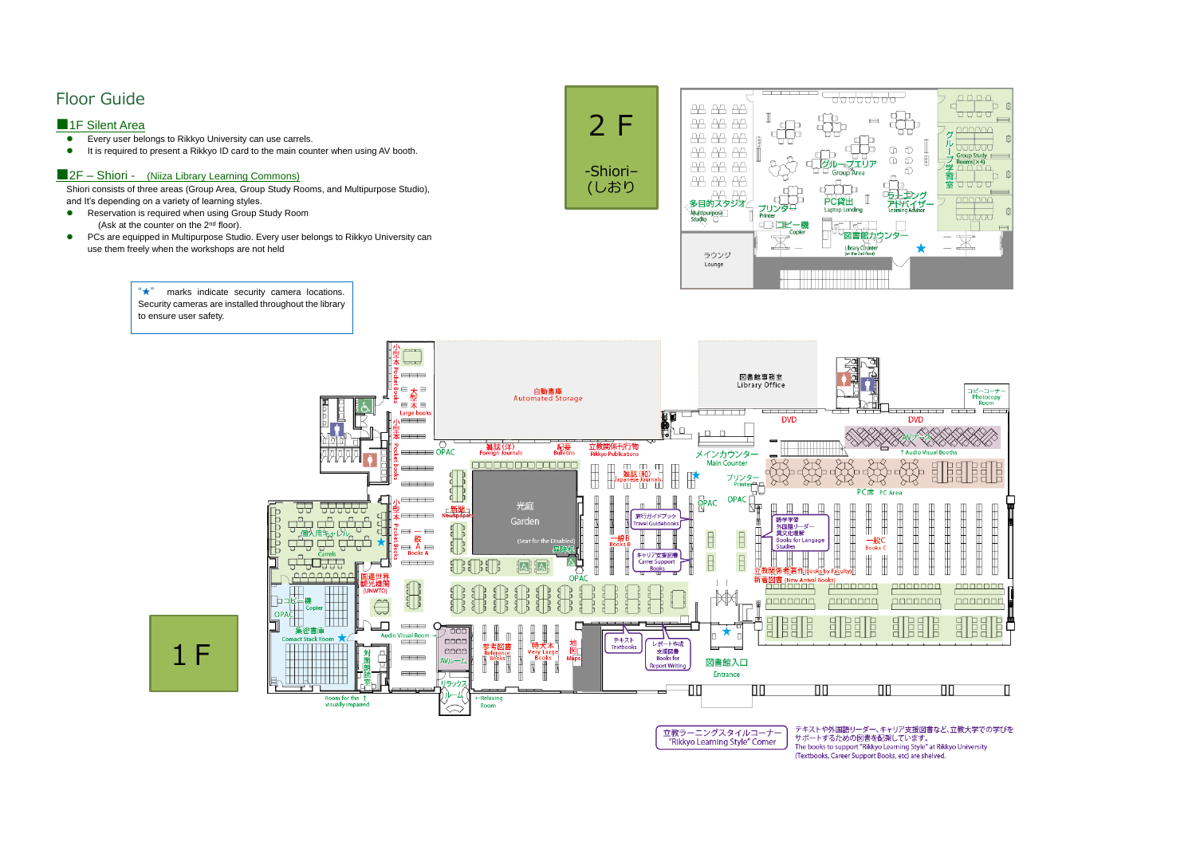# Floor Guide

## ■1F Silent Area

- Every user belongs to Rikkyo University can use carrels.
- It is required to present a Rikkyo ID card to the main counter when using AV booth.

## ■2F – Shiori - (Niiza Library Learning Commons)

Shiori consists of three areas (Group Area, Group Study Rooms, and Multipurpose Studio), and It's depending on a variety of learning styles.

- Reservation is required when using Group Study Room
  (Ask at the counter on the 2nd floor).
- PCs are equipped in Multipurpose Studio. Every user belongs to Rikkyo University can use them freely when the workshops are not held

"★" marks indicate security camera locations. Security cameras are installed throughout the library to ensure user safety.

2 F
-Shiori-
(しおり

多目的スタジオ Multipurpose Studio
プリンター Printer
コピー機 Copier
グループエリア Group Area
PC貸出 Laptop Lending
ラーニングアドバイザー Learning Advisor
グループ学習室 Group Study Rooms (×4)
図書館カウンター Library Counter (on the 2nd floor)
ラウンジ Lounge

1 F

小型本 Pocket Books
大型本 Large books
自動書庫 Automated Storage
図書館事務室 Library Office
コピーコーナー Photocopy Room
個人用キャレル Carrels
OPAC
雑誌（洋）Foreign Journals
紀要 Bulletins
立教関係刊行物 Rikkyo Publications
メインカウンター Main Counter
DVD
AVブース
↑ Audio Visual Booths
新聞 Newspapers
光庭 Garden
(Seat for the Disabled)
優先席
雑誌（和）Japanese Journals
プリンター Printer
PC席 PC Area
一般A Books A
一般B Books B
一般C Books C
旅行ガイドブック Travel Guidebooks
キャリア支援図書 Career Support Books
語学学習 外国語リーダー 異文化理解 Books for Langage Studies
立教関係者著作 (Books by Faculty)
新着図書 (New Arrival Books)
国連世界観光機関 (UNWTO)
コピー機 Copier
集密書庫 Compact Stack Room
Audio Visual Room
AVルーム
参考図書 Reference Books
特大本 Very Large Books
地図 Maps
テキスト Textbooks
レポート作成支援図書 Books for Report Writing
図書館入口 Entrance
対面朗読室
Room for the visually impaired
リラックスルーム
←Relaxing Room

立教ラーニングスタイルコーナー "Rikkyo Learning Style" Corner

テキストや外国語リーダー、キャリア支援図書など、立教大学での学びをサポートするための図書を配架しています。
The books to support "Rikkyo Learning Style" at Rikkyo University (Textbooks, Career Support Books, etc) are shelved.